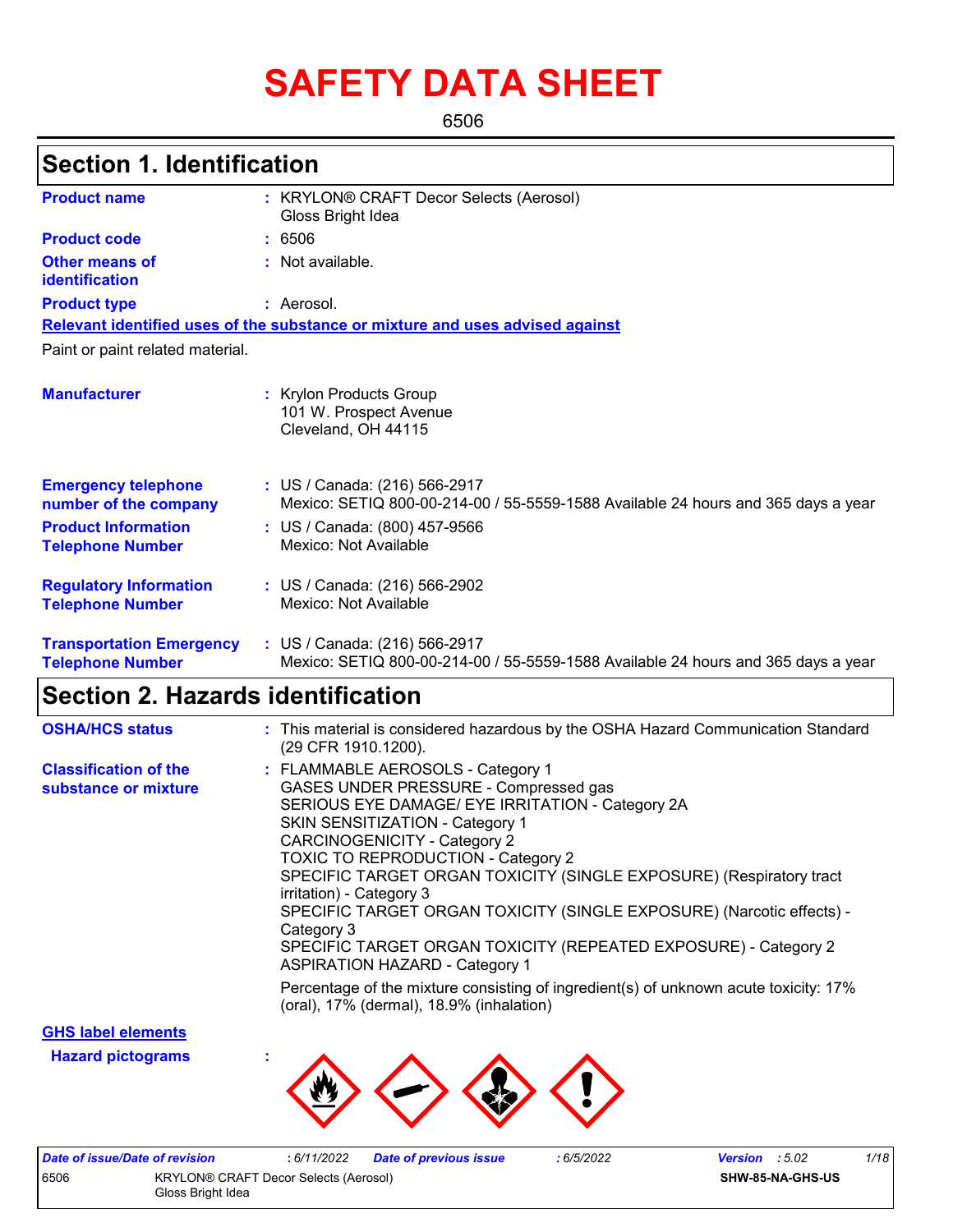# SAFETY DATA SHEET

6506

## Section 1. Identification

**Product name** : KRYLON® CRAFT Decor Selects (Aerosol) Gloss Bright Idea

**Product code** : 6506

**Other means of identification** : Not available.

**Product type** : Aerosol.

**Relevant identified uses of the substance or mixture and uses advised against**

Paint or paint related material.

**Manufacturer** : Krylon Products Group
101 W. Prospect Avenue
Cleveland, OH 44115

**Emergency telephone number of the company** : US / Canada: (216) 566-2917
Mexico: SETIQ 800-00-214-00 / 55-5559-1588 Available 24 hours and 365 days a year

**Product Information Telephone Number** : US / Canada: (800) 457-9566
Mexico: Not Available

**Regulatory Information Telephone Number** : US / Canada: (216) 566-2902
Mexico: Not Available

**Transportation Emergency Telephone Number** : US / Canada: (216) 566-2917
Mexico: SETIQ 800-00-214-00 / 55-5559-1588 Available 24 hours and 365 days a year

## Section 2. Hazards identification

**OSHA/HCS status** : This material is considered hazardous by the OSHA Hazard Communication Standard (29 CFR 1910.1200).

**Classification of the substance or mixture** :
FLAMMABLE AEROSOLS - Category 1
GASES UNDER PRESSURE - Compressed gas
SERIOUS EYE DAMAGE/ EYE IRRITATION - Category 2A
SKIN SENSITIZATION - Category 1
CARCINOGENICITY - Category 2
TOXIC TO REPRODUCTION - Category 2
SPECIFIC TARGET ORGAN TOXICITY (SINGLE EXPOSURE) (Respiratory tract irritation) - Category 3
SPECIFIC TARGET ORGAN TOXICITY (SINGLE EXPOSURE) (Narcotic effects) - Category 3
SPECIFIC TARGET ORGAN TOXICITY (REPEATED EXPOSURE) - Category 2
ASPIRATION HAZARD - Category 1

Percentage of the mixture consisting of ingredient(s) of unknown acute toxicity: 17% (oral), 17% (dermal), 18.9% (inhalation)

**GHS label elements**

**Hazard pictograms** :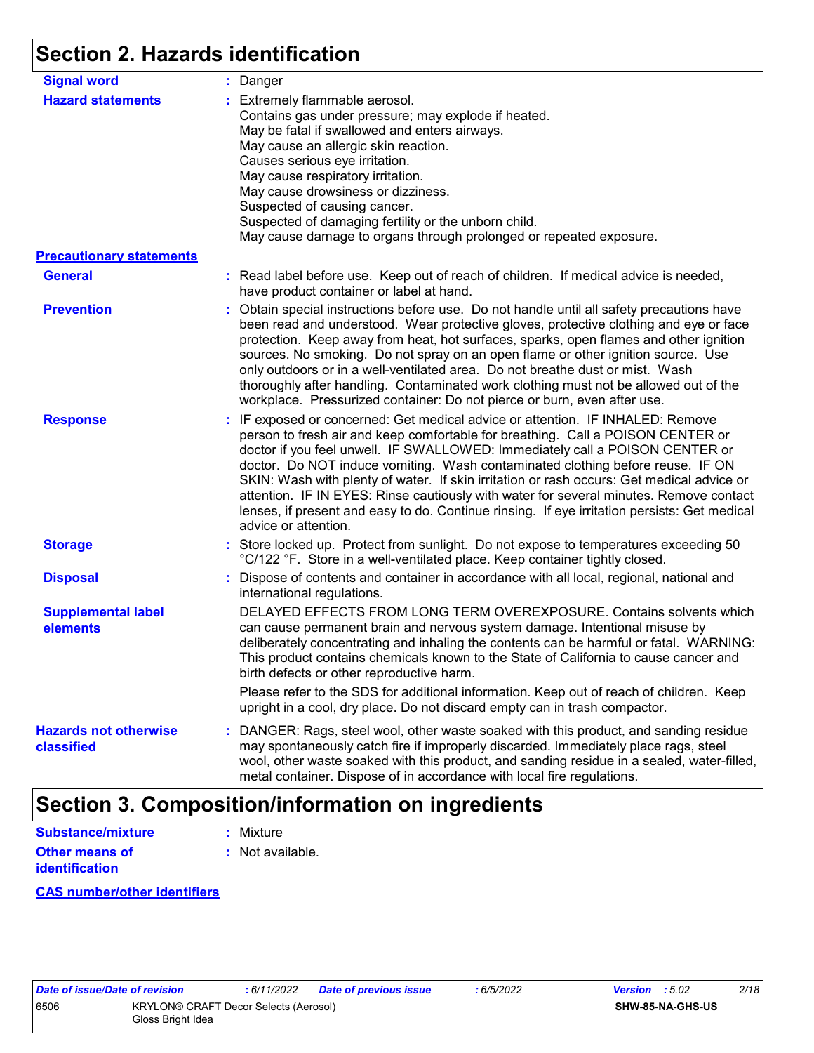## Section 2. Hazards identification

**Signal word** : Danger

**Hazard statements** : Extremely flammable aerosol.
Contains gas under pressure; may explode if heated.
May be fatal if swallowed and enters airways.
May cause an allergic skin reaction.
Causes serious eye irritation.
May cause respiratory irritation.
May cause drowsiness or dizziness.
Suspected of causing cancer.
Suspected of damaging fertility or the unborn child.
May cause damage to organs through prolonged or repeated exposure.

### Precautionary statements

**General** : Read label before use. Keep out of reach of children. If medical advice is needed, have product container or label at hand.

**Prevention** : Obtain special instructions before use. Do not handle until all safety precautions have been read and understood. Wear protective gloves, protective clothing and eye or face protection. Keep away from heat, hot surfaces, sparks, open flames and other ignition sources. No smoking. Do not spray on an open flame or other ignition source. Use only outdoors or in a well-ventilated area. Do not breathe dust or mist. Wash thoroughly after handling. Contaminated work clothing must not be allowed out of the workplace. Pressurized container: Do not pierce or burn, even after use.

**Response** : IF exposed or concerned: Get medical advice or attention. IF INHALED: Remove person to fresh air and keep comfortable for breathing. Call a POISON CENTER or doctor if you feel unwell. IF SWALLOWED: Immediately call a POISON CENTER or doctor. Do NOT induce vomiting. Wash contaminated clothing before reuse. IF ON SKIN: Wash with plenty of water. If skin irritation or rash occurs: Get medical advice or attention. IF IN EYES: Rinse cautiously with water for several minutes. Remove contact lenses, if present and easy to do. Continue rinsing. If eye irritation persists: Get medical advice or attention.

**Storage** : Store locked up. Protect from sunlight. Do not expose to temperatures exceeding 50 °C/122 °F. Store in a well-ventilated place. Keep container tightly closed.

**Disposal** : Dispose of contents and container in accordance with all local, regional, national and international regulations.

**Supplemental label elements** DELAYED EFFECTS FROM LONG TERM OVEREXPOSURE. Contains solvents which can cause permanent brain and nervous system damage. Intentional misuse by deliberately concentrating and inhaling the contents can be harmful or fatal. WARNING: This product contains chemicals known to the State of California to cause cancer and birth defects or other reproductive harm.

Please refer to the SDS for additional information. Keep out of reach of children. Keep upright in a cool, dry place. Do not discard empty can in trash compactor.

**Hazards not otherwise classified** : DANGER: Rags, steel wool, other waste soaked with this product, and sanding residue may spontaneously catch fire if improperly discarded. Immediately place rags, steel wool, other waste soaked with this product, and sanding residue in a sealed, water-filled, metal container. Dispose of in accordance with local fire regulations.

## Section 3. Composition/information on ingredients

**Substance/mixture** : Mixture

**Other means of identification** : Not available.

### CAS number/other identifiers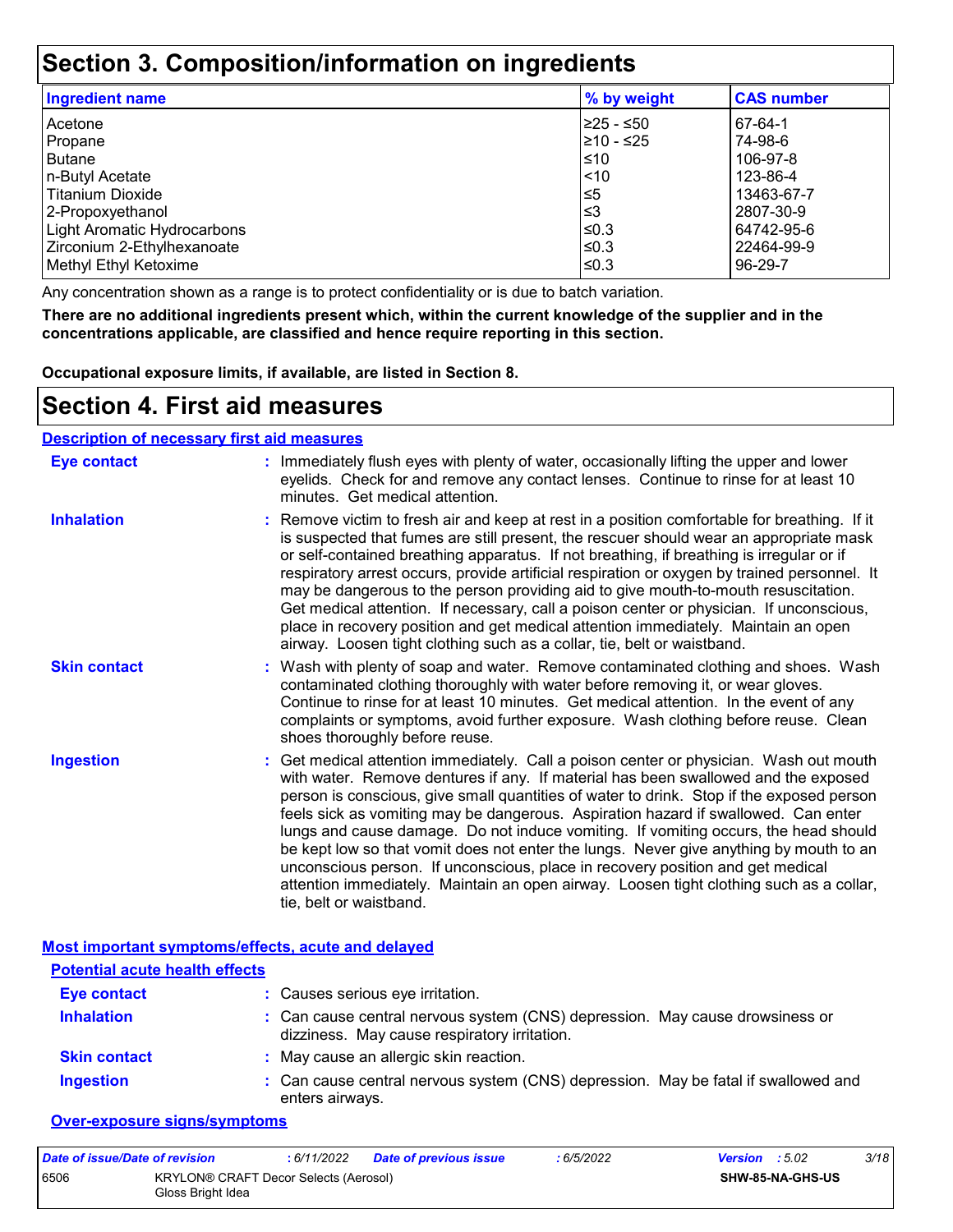# Section 3. Composition/information on ingredients

| Ingredient name | % by weight | CAS number |
| --- | --- | --- |
| Acetone | ≥25 - ≤50 | 67-64-1 |
| Propane | ≥10 - ≤25 | 74-98-6 |
| Butane | ≤10 | 106-97-8 |
| n-Butyl Acetate | <10 | 123-86-4 |
| Titanium Dioxide | ≤5 | 13463-67-7 |
| 2-Propoxyethanol | ≤3 | 2807-30-9 |
| Light Aromatic Hydrocarbons | ≤0.3 | 64742-95-6 |
| Zirconium 2-Ethylhexanoate | ≤0.3 | 22464-99-9 |
| Methyl Ethyl Ketoxime | ≤0.3 | 96-29-7 |

Any concentration shown as a range is to protect confidentiality or is due to batch variation.

**There are no additional ingredients present which, within the current knowledge of the supplier and in the concentrations applicable, are classified and hence require reporting in this section.**

**Occupational exposure limits, if available, are listed in Section 8.**

# Section 4. First aid measures

## Description of necessary first aid measures

**Eye contact** : Immediately flush eyes with plenty of water, occasionally lifting the upper and lower eyelids. Check for and remove any contact lenses. Continue to rinse for at least 10 minutes. Get medical attention.

**Inhalation** : Remove victim to fresh air and keep at rest in a position comfortable for breathing. If it is suspected that fumes are still present, the rescuer should wear an appropriate mask or self-contained breathing apparatus. If not breathing, if breathing is irregular or if respiratory arrest occurs, provide artificial respiration or oxygen by trained personnel. It may be dangerous to the person providing aid to give mouth-to-mouth resuscitation. Get medical attention. If necessary, call a poison center or physician. If unconscious, place in recovery position and get medical attention immediately. Maintain an open airway. Loosen tight clothing such as a collar, tie, belt or waistband.

**Skin contact** : Wash with plenty of soap and water. Remove contaminated clothing and shoes. Wash contaminated clothing thoroughly with water before removing it, or wear gloves. Continue to rinse for at least 10 minutes. Get medical attention. In the event of any complaints or symptoms, avoid further exposure. Wash clothing before reuse. Clean shoes thoroughly before reuse.

**Ingestion** : Get medical attention immediately. Call a poison center or physician. Wash out mouth with water. Remove dentures if any. If material has been swallowed and the exposed person is conscious, give small quantities of water to drink. Stop if the exposed person feels sick as vomiting may be dangerous. Aspiration hazard if swallowed. Can enter lungs and cause damage. Do not induce vomiting. If vomiting occurs, the head should be kept low so that vomit does not enter the lungs. Never give anything by mouth to an unconscious person. If unconscious, place in recovery position and get medical attention immediately. Maintain an open airway. Loosen tight clothing such as a collar, tie, belt or waistband.

## Most important symptoms/effects, acute and delayed

### Potential acute health effects

**Eye contact** : Causes serious eye irritation.

**Inhalation** : Can cause central nervous system (CNS) depression. May cause drowsiness or dizziness. May cause respiratory irritation.

**Skin contact** : May cause an allergic skin reaction.

**Ingestion** : Can cause central nervous system (CNS) depression. May be fatal if swallowed and enters airways.

### Over-exposure signs/symptoms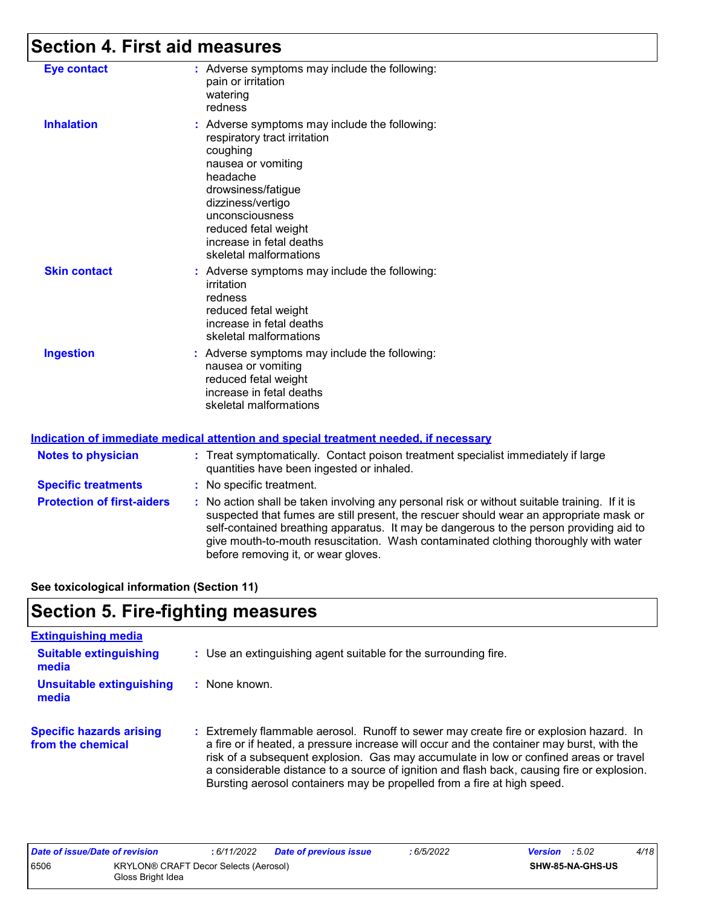## Section 4. First aid measures

**Eye contact** : Adverse symptoms may include the following:
pain or irritation
watering
redness

**Inhalation** : Adverse symptoms may include the following:
respiratory tract irritation
coughing
nausea or vomiting
headache
drowsiness/fatigue
dizziness/vertigo
unconsciousness
reduced fetal weight
increase in fetal deaths
skeletal malformations

**Skin contact** : Adverse symptoms may include the following:
irritation
redness
reduced fetal weight
increase in fetal deaths
skeletal malformations

**Ingestion** : Adverse symptoms may include the following:
nausea or vomiting
reduced fetal weight
increase in fetal deaths
skeletal malformations

### Indication of immediate medical attention and special treatment needed, if necessary

**Notes to physician** : Treat symptomatically. Contact poison treatment specialist immediately if large quantities have been ingested or inhaled.

**Specific treatments** : No specific treatment.

**Protection of first-aiders** : No action shall be taken involving any personal risk or without suitable training. If it is suspected that fumes are still present, the rescuer should wear an appropriate mask or self-contained breathing apparatus. It may be dangerous to the person providing aid to give mouth-to-mouth resuscitation. Wash contaminated clothing thoroughly with water before removing it, or wear gloves.

**See toxicological information (Section 11)**

## Section 5. Fire-fighting measures

### Extinguishing media

**Suitable extinguishing media** : Use an extinguishing agent suitable for the surrounding fire.

**Unsuitable extinguishing media** : None known.

**Specific hazards arising from the chemical** : Extremely flammable aerosol. Runoff to sewer may create fire or explosion hazard. In a fire or if heated, a pressure increase will occur and the container may burst, with the risk of a subsequent explosion. Gas may accumulate in low or confined areas or travel a considerable distance to a source of ignition and flash back, causing fire or explosion. Bursting aerosol containers may be propelled from a fire at high speed.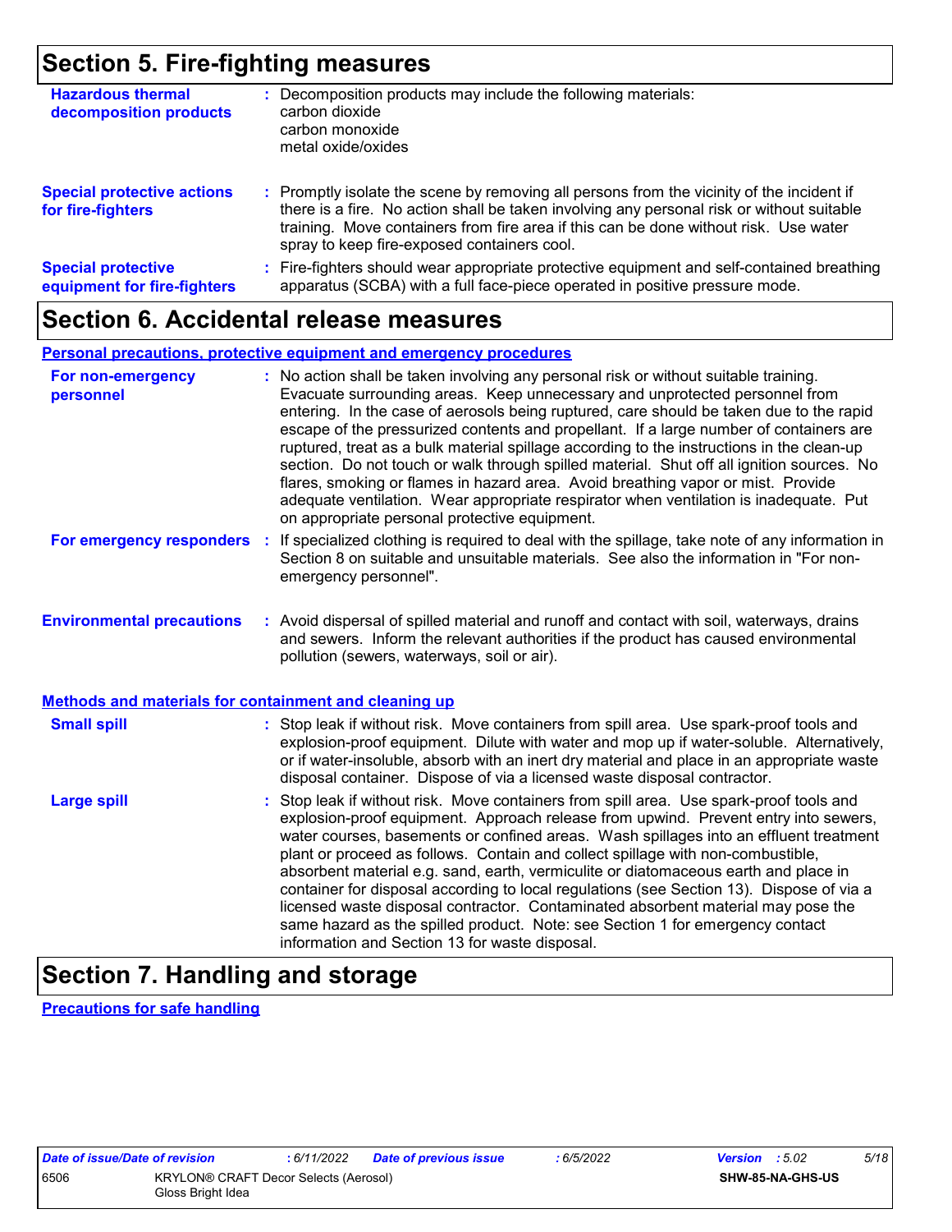## Section 5. Fire-fighting measures

**Hazardous thermal decomposition products** : Decomposition products may include the following materials:
carbon dioxide
carbon monoxide
metal oxide/oxides

**Special protective actions for fire-fighters** : Promptly isolate the scene by removing all persons from the vicinity of the incident if there is a fire. No action shall be taken involving any personal risk or without suitable training. Move containers from fire area if this can be done without risk. Use water spray to keep fire-exposed containers cool.

**Special protective equipment for fire-fighters** : Fire-fighters should wear appropriate protective equipment and self-contained breathing apparatus (SCBA) with a full face-piece operated in positive pressure mode.

## Section 6. Accidental release measures

### Personal precautions, protective equipment and emergency procedures

**For non-emergency personnel** : No action shall be taken involving any personal risk or without suitable training. Evacuate surrounding areas. Keep unnecessary and unprotected personnel from entering. In the case of aerosols being ruptured, care should be taken due to the rapid escape of the pressurized contents and propellant. If a large number of containers are ruptured, treat as a bulk material spillage according to the instructions in the clean-up section. Do not touch or walk through spilled material. Shut off all ignition sources. No flares, smoking or flames in hazard area. Avoid breathing vapor or mist. Provide adequate ventilation. Wear appropriate respirator when ventilation is inadequate. Put on appropriate personal protective equipment.

**For emergency responders** : If specialized clothing is required to deal with the spillage, take note of any information in Section 8 on suitable and unsuitable materials. See also the information in "For non-emergency personnel".

**Environmental precautions** : Avoid dispersal of spilled material and runoff and contact with soil, waterways, drains and sewers. Inform the relevant authorities if the product has caused environmental pollution (sewers, waterways, soil or air).

### Methods and materials for containment and cleaning up

**Small spill** : Stop leak if without risk. Move containers from spill area. Use spark-proof tools and explosion-proof equipment. Dilute with water and mop up if water-soluble. Alternatively, or if water-insoluble, absorb with an inert dry material and place in an appropriate waste disposal container. Dispose of via a licensed waste disposal contractor.

**Large spill** : Stop leak if without risk. Move containers from spill area. Use spark-proof tools and explosion-proof equipment. Approach release from upwind. Prevent entry into sewers, water courses, basements or confined areas. Wash spillages into an effluent treatment plant or proceed as follows. Contain and collect spillage with non-combustible, absorbent material e.g. sand, earth, vermiculite or diatomaceous earth and place in container for disposal according to local regulations (see Section 13). Dispose of via a licensed waste disposal contractor. Contaminated absorbent material may pose the same hazard as the spilled product. Note: see Section 1 for emergency contact information and Section 13 for waste disposal.

## Section 7. Handling and storage

### Precautions for safe handling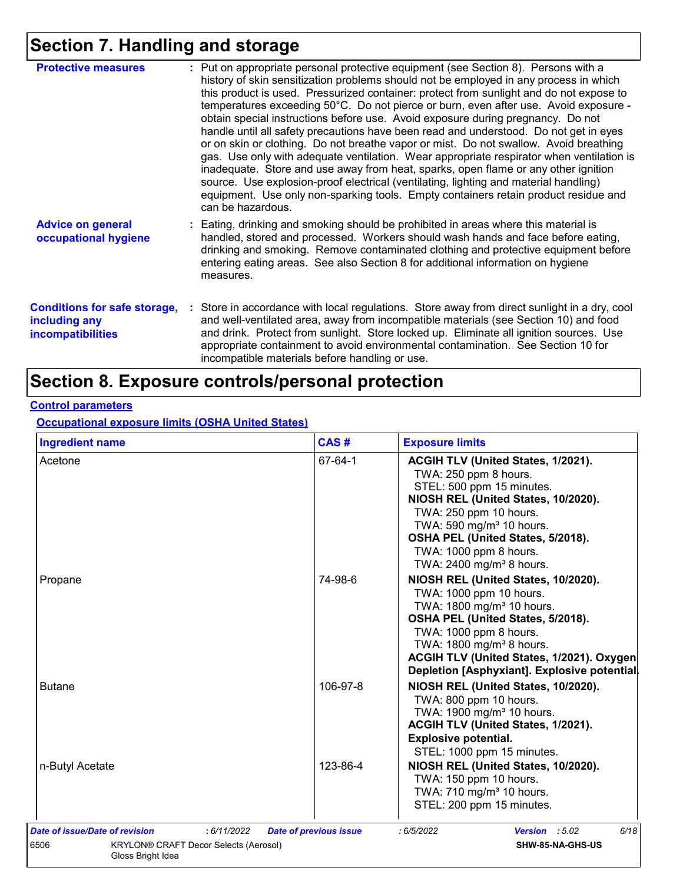# Section 7. Handling and storage

**Protective measures** : Put on appropriate personal protective equipment (see Section 8). Persons with a history of skin sensitization problems should not be employed in any process in which this product is used. Pressurized container: protect from sunlight and do not expose to temperatures exceeding 50°C. Do not pierce or burn, even after use. Avoid exposure - obtain special instructions before use. Avoid exposure during pregnancy. Do not handle until all safety precautions have been read and understood. Do not get in eyes or on skin or clothing. Do not breathe vapor or mist. Do not swallow. Avoid breathing gas. Use only with adequate ventilation. Wear appropriate respirator when ventilation is inadequate. Store and use away from heat, sparks, open flame or any other ignition source. Use explosion-proof electrical (ventilating, lighting and material handling) equipment. Use only non-sparking tools. Empty containers retain product residue and can be hazardous.

**Advice on general occupational hygiene** : Eating, drinking and smoking should be prohibited in areas where this material is handled, stored and processed. Workers should wash hands and face before eating, drinking and smoking. Remove contaminated clothing and protective equipment before entering eating areas. See also Section 8 for additional information on hygiene measures.

**Conditions for safe storage, including any incompatibilities** : Store in accordance with local regulations. Store away from direct sunlight in a dry, cool and well-ventilated area, away from incompatible materials (see Section 10) and food and drink. Protect from sunlight. Store locked up. Eliminate all ignition sources. Use appropriate containment to avoid environmental contamination. See Section 10 for incompatible materials before handling or use.

# Section 8. Exposure controls/personal protection

## Control parameters

### Occupational exposure limits (OSHA United States)

| Ingredient name | CAS # | Exposure limits |
|---|---|---|
| Acetone | 67-64-1 | **ACGIH TLV (United States, 1/2021).**<br>TWA: 250 ppm 8 hours.<br>STEL: 500 ppm 15 minutes.<br>**NIOSH REL (United States, 10/2020).**<br>TWA: 250 ppm 10 hours.<br>TWA: 590 mg/m³ 10 hours.<br>**OSHA PEL (United States, 5/2018).**<br>TWA: 1000 ppm 8 hours.<br>TWA: 2400 mg/m³ 8 hours. |
| Propane | 74-98-6 | **NIOSH REL (United States, 10/2020).**<br>TWA: 1000 ppm 10 hours.<br>TWA: 1800 mg/m³ 10 hours.<br>**OSHA PEL (United States, 5/2018).**<br>TWA: 1000 ppm 8 hours.<br>TWA: 1800 mg/m³ 8 hours.<br>**ACGIH TLV (United States, 1/2021). Oxygen Depletion [Asphyxiant]. Explosive potential.** |
| Butane | 106-97-8 | **NIOSH REL (United States, 10/2020).**<br>TWA: 800 ppm 10 hours.<br>TWA: 1900 mg/m³ 10 hours.<br>**ACGIH TLV (United States, 1/2021). Explosive potential.**<br>STEL: 1000 ppm 15 minutes. |
| n-Butyl Acetate | 123-86-4 | **NIOSH REL (United States, 10/2020).**<br>TWA: 150 ppm 10 hours.<br>TWA: 710 mg/m³ 10 hours.<br>STEL: 200 ppm 15 minutes. |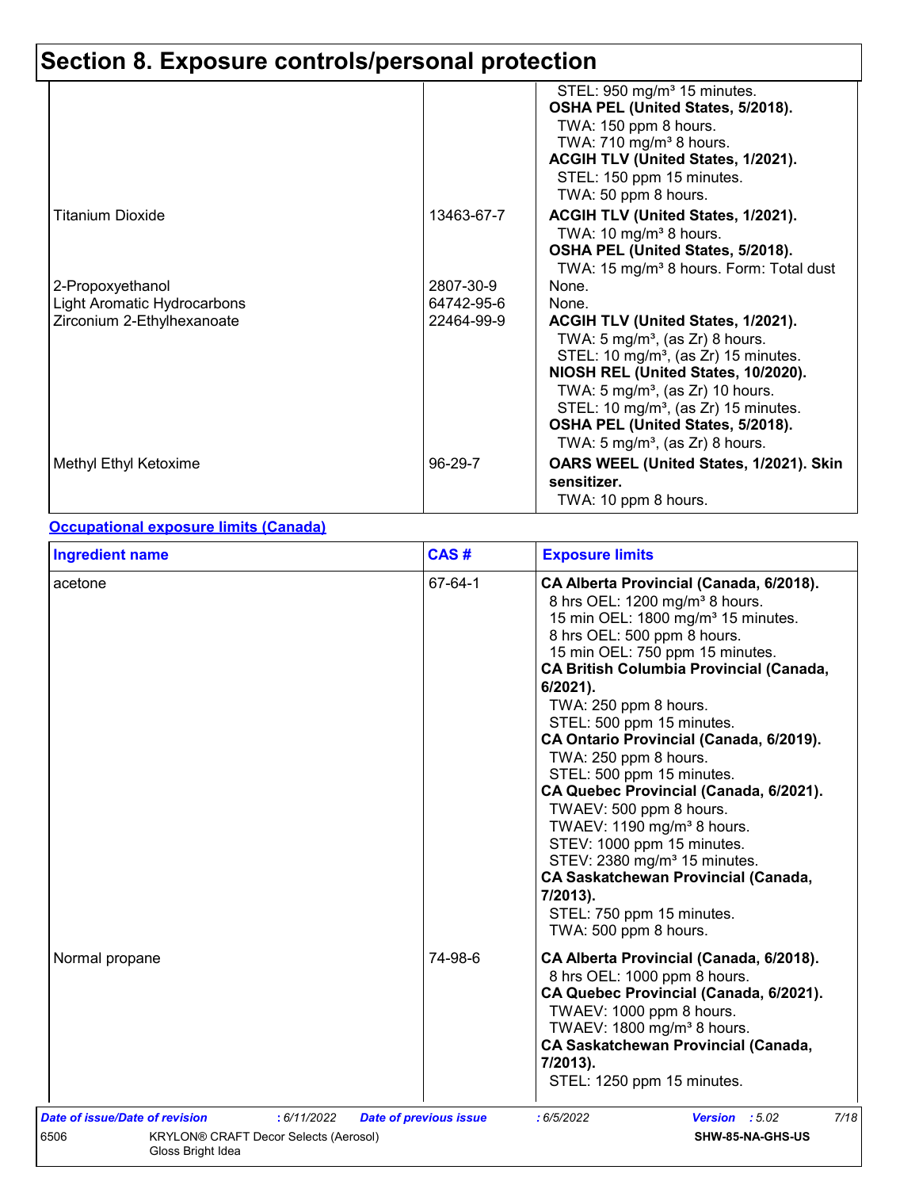# Section 8. Exposure controls/personal protection

| | | |
|---|---|---|
| | | STEL: 950 mg/m³ 15 minutes.<br>**OSHA PEL (United States, 5/2018).**<br>TWA: 150 ppm 8 hours.<br>TWA: 710 mg/m³ 8 hours.<br>**ACGIH TLV (United States, 1/2021).**<br>STEL: 150 ppm 15 minutes.<br>TWA: 50 ppm 8 hours. |
| Titanium Dioxide | 13463-67-7 | **ACGIH TLV (United States, 1/2021).**<br>TWA: 10 mg/m³ 8 hours.<br>**OSHA PEL (United States, 5/2018).**<br>TWA: 15 mg/m³ 8 hours. Form: Total dust |
| 2-Propoxyethanol | 2807-30-9 | None. |
| Light Aromatic Hydrocarbons | 64742-95-6 | None. |
| Zirconium 2-Ethylhexanoate | 22464-99-9 | **ACGIH TLV (United States, 1/2021).**<br>TWA: 5 mg/m³, (as Zr) 8 hours.<br>STEL: 10 mg/m³, (as Zr) 15 minutes.<br>**NIOSH REL (United States, 10/2020).**<br>TWA: 5 mg/m³, (as Zr) 10 hours.<br>STEL: 10 mg/m³, (as Zr) 15 minutes.<br>**OSHA PEL (United States, 5/2018).**<br>TWA: 5 mg/m³, (as Zr) 8 hours. |
| Methyl Ethyl Ketoxime | 96-29-7 | **OARS WEEL (United States, 1/2021). Skin sensitizer.**<br>TWA: 10 ppm 8 hours. |

**Occupational exposure limits (Canada)**

| Ingredient name | CAS # | Exposure limits |
|---|---|---|
| acetone | 67-64-1 | **CA Alberta Provincial (Canada, 6/2018).**<br>8 hrs OEL: 1200 mg/m³ 8 hours.<br>15 min OEL: 1800 mg/m³ 15 minutes.<br>8 hrs OEL: 500 ppm 8 hours.<br>15 min OEL: 750 ppm 15 minutes.<br>**CA British Columbia Provincial (Canada, 6/2021).**<br>TWA: 250 ppm 8 hours.<br>STEL: 500 ppm 15 minutes.<br>**CA Ontario Provincial (Canada, 6/2019).**<br>TWA: 250 ppm 8 hours.<br>STEL: 500 ppm 15 minutes.<br>**CA Quebec Provincial (Canada, 6/2021).**<br>TWAEV: 500 ppm 8 hours.<br>TWAEV: 1190 mg/m³ 8 hours.<br>STEV: 1000 ppm 15 minutes.<br>STEV: 2380 mg/m³ 15 minutes.<br>**CA Saskatchewan Provincial (Canada, 7/2013).**<br>STEL: 750 ppm 15 minutes.<br>TWA: 500 ppm 8 hours. |
| Normal propane | 74-98-6 | **CA Alberta Provincial (Canada, 6/2018).**<br>8 hrs OEL: 1000 ppm 8 hours.<br>**CA Quebec Provincial (Canada, 6/2021).**<br>TWAEV: 1000 ppm 8 hours.<br>TWAEV: 1800 mg/m³ 8 hours.<br>**CA Saskatchewan Provincial (Canada, 7/2013).**<br>STEL: 1250 ppm 15 minutes. |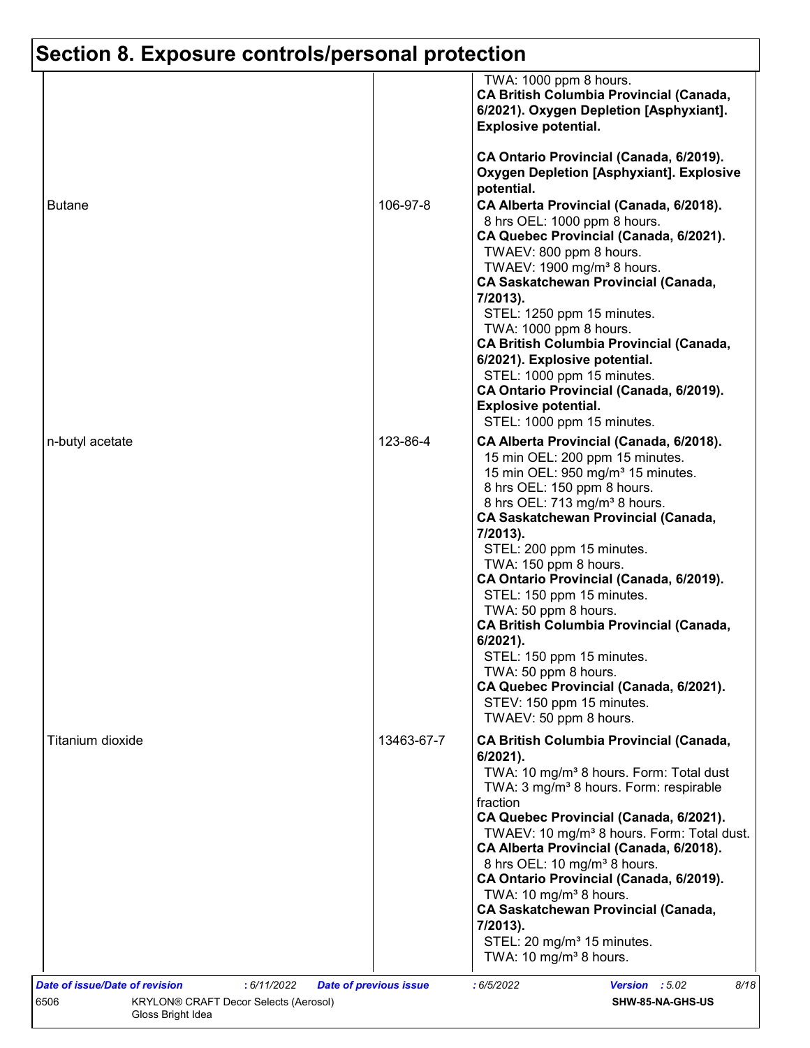# Section 8. Exposure controls/personal protection

| | | |
|---|---|---|
| | | TWA: 1000 ppm 8 hours.<br>**CA British Columbia Provincial (Canada, 6/2021). Oxygen Depletion [Asphyxiant]. Explosive potential.**<br><br>**CA Ontario Provincial (Canada, 6/2019). Oxygen Depletion [Asphyxiant]. Explosive potential.** |
| Butane | 106-97-8 | **CA Alberta Provincial (Canada, 6/2018).**<br>8 hrs OEL: 1000 ppm 8 hours.<br>**CA Quebec Provincial (Canada, 6/2021).**<br>TWAEV: 800 ppm 8 hours.<br>TWAEV: 1900 mg/m³ 8 hours.<br>**CA Saskatchewan Provincial (Canada, 7/2013).**<br>STEL: 1250 ppm 15 minutes.<br>TWA: 1000 ppm 8 hours.<br>**CA British Columbia Provincial (Canada, 6/2021). Explosive potential.**<br>STEL: 1000 ppm 15 minutes.<br>**CA Ontario Provincial (Canada, 6/2019). Explosive potential.**<br>STEL: 1000 ppm 15 minutes. |
| n-butyl acetate | 123-86-4 | **CA Alberta Provincial (Canada, 6/2018).**<br>15 min OEL: 200 ppm 15 minutes.<br>15 min OEL: 950 mg/m³ 15 minutes.<br>8 hrs OEL: 150 ppm 8 hours.<br>8 hrs OEL: 713 mg/m³ 8 hours.<br>**CA Saskatchewan Provincial (Canada, 7/2013).**<br>STEL: 200 ppm 15 minutes.<br>TWA: 150 ppm 8 hours.<br>**CA Ontario Provincial (Canada, 6/2019).**<br>STEL: 150 ppm 15 minutes.<br>TWA: 50 ppm 8 hours.<br>**CA British Columbia Provincial (Canada, 6/2021).**<br>STEL: 150 ppm 15 minutes.<br>TWA: 50 ppm 8 hours.<br>**CA Quebec Provincial (Canada, 6/2021).**<br>STEV: 150 ppm 15 minutes.<br>TWAEV: 50 ppm 8 hours. |
| Titanium dioxide | 13463-67-7 | **CA British Columbia Provincial (Canada, 6/2021).**<br>TWA: 10 mg/m³ 8 hours. Form: Total dust<br>TWA: 3 mg/m³ 8 hours. Form: respirable fraction<br>**CA Quebec Provincial (Canada, 6/2021).**<br>TWAEV: 10 mg/m³ 8 hours. Form: Total dust.<br>**CA Alberta Provincial (Canada, 6/2018).**<br>8 hrs OEL: 10 mg/m³ 8 hours.<br>**CA Ontario Provincial (Canada, 6/2019).**<br>TWA: 10 mg/m³ 8 hours.<br>**CA Saskatchewan Provincial (Canada, 7/2013).**<br>STEL: 20 mg/m³ 15 minutes.<br>TWA: 10 mg/m³ 8 hours. |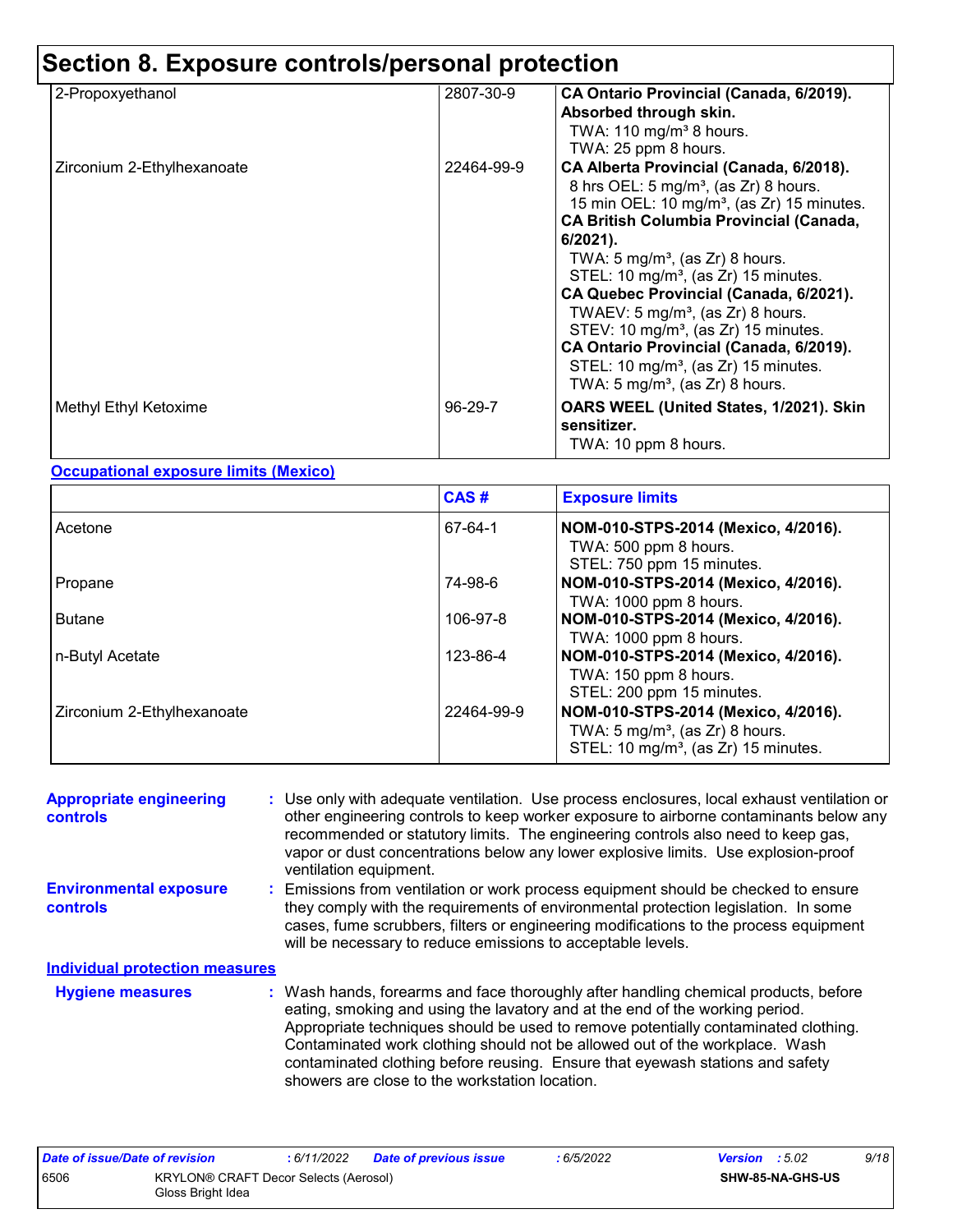# Section 8. Exposure controls/personal protection

| | | |
|---|---|---|
| 2-Propoxyethanol | 2807-30-9 | **CA Ontario Provincial (Canada, 6/2019). Absorbed through skin.**<br>TWA: 110 mg/m³ 8 hours.<br>TWA: 25 ppm 8 hours. |
| Zirconium 2-Ethylhexanoate | 22464-99-9 | **CA Alberta Provincial (Canada, 6/2018).**<br>8 hrs OEL: 5 mg/m³, (as Zr) 8 hours.<br>15 min OEL: 10 mg/m³, (as Zr) 15 minutes.<br>**CA British Columbia Provincial (Canada, 6/2021).**<br>TWA: 5 mg/m³, (as Zr) 8 hours.<br>STEL: 10 mg/m³, (as Zr) 15 minutes.<br>**CA Quebec Provincial (Canada, 6/2021).**<br>TWAEV: 5 mg/m³, (as Zr) 8 hours.<br>STEV: 10 mg/m³, (as Zr) 15 minutes.<br>**CA Ontario Provincial (Canada, 6/2019).**<br>STEL: 10 mg/m³, (as Zr) 15 minutes.<br>TWA: 5 mg/m³, (as Zr) 8 hours. |
| Methyl Ethyl Ketoxime | 96-29-7 | **OARS WEEL (United States, 1/2021). Skin sensitizer.**<br>TWA: 10 ppm 8 hours. |

**Occupational exposure limits (Mexico)**

| | CAS # | Exposure limits |
|---|---|---|
| Acetone | 67-64-1 | **NOM-010-STPS-2014 (Mexico, 4/2016).**<br>TWA: 500 ppm 8 hours.<br>STEL: 750 ppm 15 minutes. |
| Propane | 74-98-6 | **NOM-010-STPS-2014 (Mexico, 4/2016).**<br>TWA: 1000 ppm 8 hours. |
| Butane | 106-97-8 | **NOM-010-STPS-2014 (Mexico, 4/2016).**<br>TWA: 1000 ppm 8 hours. |
| n-Butyl Acetate | 123-86-4 | **NOM-010-STPS-2014 (Mexico, 4/2016).**<br>TWA: 150 ppm 8 hours.<br>STEL: 200 ppm 15 minutes. |
| Zirconium 2-Ethylhexanoate | 22464-99-9 | **NOM-010-STPS-2014 (Mexico, 4/2016).**<br>TWA: 5 mg/m³, (as Zr) 8 hours.<br>STEL: 10 mg/m³, (as Zr) 15 minutes. |

**Appropriate engineering controls** : Use only with adequate ventilation. Use process enclosures, local exhaust ventilation or other engineering controls to keep worker exposure to airborne contaminants below any recommended or statutory limits. The engineering controls also need to keep gas, vapor or dust concentrations below any lower explosive limits. Use explosion-proof ventilation equipment.

**Environmental exposure controls** : Emissions from ventilation or work process equipment should be checked to ensure they comply with the requirements of environmental protection legislation. In some cases, fume scrubbers, filters or engineering modifications to the process equipment will be necessary to reduce emissions to acceptable levels.

**Individual protection measures**

**Hygiene measures** : Wash hands, forearms and face thoroughly after handling chemical products, before eating, smoking and using the lavatory and at the end of the working period. Appropriate techniques should be used to remove potentially contaminated clothing. Contaminated work clothing should not be allowed out of the workplace. Wash contaminated clothing before reusing. Ensure that eyewash stations and safety showers are close to the workstation location.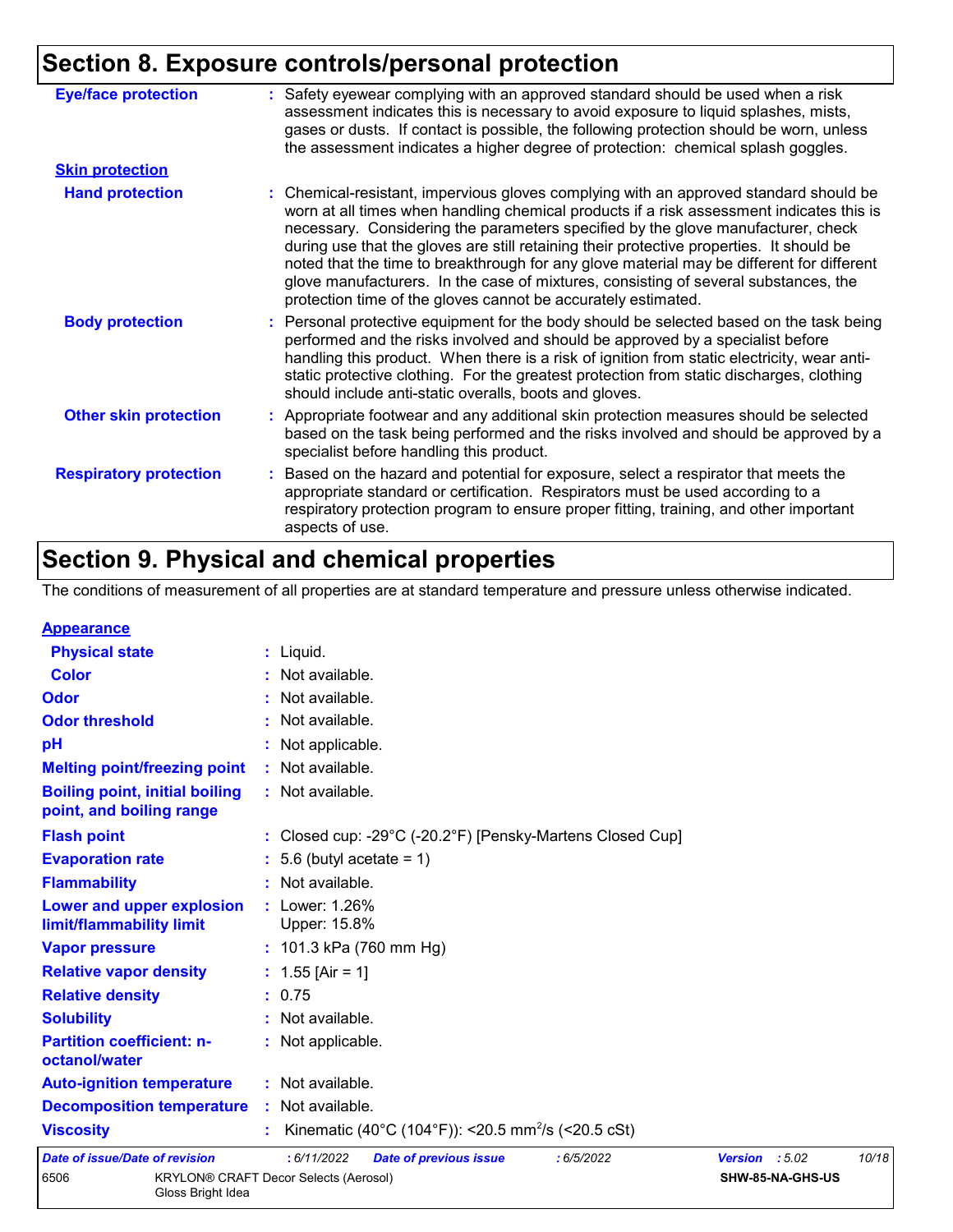## Section 8. Exposure controls/personal protection

**Eye/face protection** : Safety eyewear complying with an approved standard should be used when a risk assessment indicates this is necessary to avoid exposure to liquid splashes, mists, gases or dusts. If contact is possible, the following protection should be worn, unless the assessment indicates a higher degree of protection: chemical splash goggles.

**Skin protection**

**Hand protection** : Chemical-resistant, impervious gloves complying with an approved standard should be worn at all times when handling chemical products if a risk assessment indicates this is necessary. Considering the parameters specified by the glove manufacturer, check during use that the gloves are still retaining their protective properties. It should be noted that the time to breakthrough for any glove material may be different for different glove manufacturers. In the case of mixtures, consisting of several substances, the protection time of the gloves cannot be accurately estimated.

**Body protection** : Personal protective equipment for the body should be selected based on the task being performed and the risks involved and should be approved by a specialist before handling this product. When there is a risk of ignition from static electricity, wear anti-static protective clothing. For the greatest protection from static discharges, clothing should include anti-static overalls, boots and gloves.

**Other skin protection** : Appropriate footwear and any additional skin protection measures should be selected based on the task being performed and the risks involved and should be approved by a specialist before handling this product.

**Respiratory protection** : Based on the hazard and potential for exposure, select a respirator that meets the appropriate standard or certification. Respirators must be used according to a respiratory protection program to ensure proper fitting, training, and other important aspects of use.

## Section 9. Physical and chemical properties

The conditions of measurement of all properties are at standard temperature and pressure unless otherwise indicated.

**Appearance**

| | |
|---|---|
| **Physical state** | : Liquid. |
| **Color** | : Not available. |
| **Odor** | : Not available. |
| **Odor threshold** | : Not available. |
| **pH** | : Not applicable. |
| **Melting point/freezing point** | : Not available. |
| **Boiling point, initial boiling point, and boiling range** | : Not available. |
| **Flash point** | : Closed cup: -29°C (-20.2°F) [Pensky-Martens Closed Cup] |
| **Evaporation rate** | : 5.6 (butyl acetate = 1) |
| **Flammability** | : Not available. |
| **Lower and upper explosion limit/flammability limit** | : Lower: 1.26%<br>Upper: 15.8% |
| **Vapor pressure** | : 101.3 kPa (760 mm Hg) |
| **Relative vapor density** | : 1.55 [Air = 1] |
| **Relative density** | : 0.75 |
| **Solubility** | : Not available. |
| **Partition coefficient: n-octanol/water** | : Not applicable. |
| **Auto-ignition temperature** | : Not available. |
| **Decomposition temperature** | : Not available. |
| **Viscosity** | : Kinematic (40°C (104°F)): <20.5 $mm^2/s$ (<20.5 cSt) |

*Date of issue/Date of revision* : 6/11/2022 *Date of previous issue* : 6/5/2022 *Version* : 5.02

6506 KRYLON® CRAFT Decor Selects (Aerosol) Gloss Bright Idea SHW-85-NA-GHS-US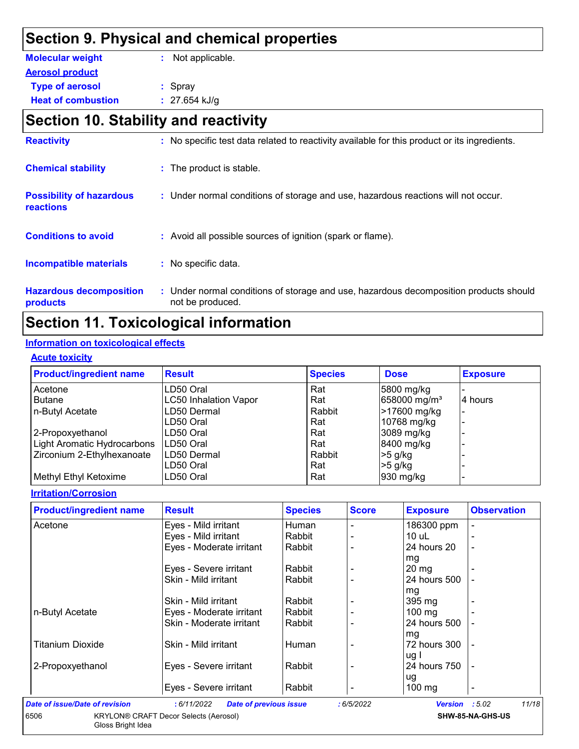# Section 9. Physical and chemical properties

**Molecular weight** : Not applicable.

**Aerosol product**

**Type of aerosol** : Spray

**Heat of combustion** : 27.654 kJ/g

# Section 10. Stability and reactivity

**Reactivity** : No specific test data related to reactivity available for this product or its ingredients.

**Chemical stability** : The product is stable.

**Possibility of hazardous reactions** : Under normal conditions of storage and use, hazardous reactions will not occur.

**Conditions to avoid** : Avoid all possible sources of ignition (spark or flame).

**Incompatible materials** : No specific data.

**Hazardous decomposition products** : Under normal conditions of storage and use, hazardous decomposition products should not be produced.

# Section 11. Toxicological information

## Information on toxicological effects

### Acute toxicity

| Product/ingredient name | Result | Species | Dose | Exposure |
|---|---|---|---|---|
| Acetone | LD50 Oral | Rat | 5800 mg/kg | - |
| Butane | LC50 Inhalation Vapor | Rat | 658000 mg/m³ | 4 hours |
| n-Butyl Acetate | LD50 Dermal | Rabbit | >17600 mg/kg | - |
| | LD50 Oral | Rat | 10768 mg/kg | - |
| 2-Propoxyethanol | LD50 Oral | Rat | 3089 mg/kg | - |
| Light Aromatic Hydrocarbons | LD50 Oral | Rat | 8400 mg/kg | - |
| Zirconium 2-Ethylhexanoate | LD50 Dermal | Rabbit | >5 g/kg | - |
| | LD50 Oral | Rat | >5 g/kg | - |
| Methyl Ethyl Ketoxime | LD50 Oral | Rat | 930 mg/kg | - |

### Irritation/Corrosion

| Product/ingredient name | Result | Species | Score | Exposure | Observation |
|---|---|---|---|---|---|
| Acetone | Eyes - Mild irritant | Human | - | 186300 ppm | - |
| | Eyes - Mild irritant | Rabbit | - | 10 uL | - |
| | Eyes - Moderate irritant | Rabbit | - | 24 hours 20 mg | - |
| | Eyes - Severe irritant | Rabbit | - | 20 mg | - |
| | Skin - Mild irritant | Rabbit | - | 24 hours 500 mg | - |
| | Skin - Mild irritant | Rabbit | - | 395 mg | - |
| n-Butyl Acetate | Eyes - Moderate irritant | Rabbit | - | 100 mg | - |
| | Skin - Moderate irritant | Rabbit | - | 24 hours 500 mg | - |
| Titanium Dioxide | Skin - Mild irritant | Human | - | 72 hours 300 ug I | - |
| 2-Propoxyethanol | Eyes - Severe irritant | Rabbit | - | 24 hours 750 ug | - |
| | Eyes - Severe irritant | Rabbit | - | 100 mg | - |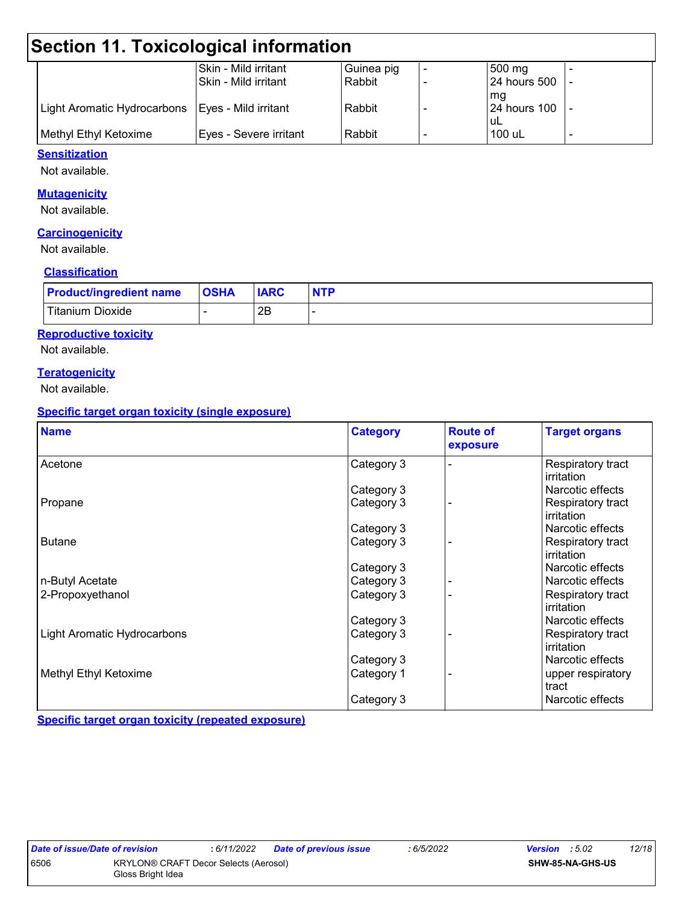# Section 11. Toxicological information

| | | | | | |
|---|---|---|---|---|---|
| | Skin - Mild irritant | Guinea pig | - | 500 mg | - |
| | Skin - Mild irritant | Rabbit | - | 24 hours 500 mg | - |
| Light Aromatic Hydrocarbons | Eyes - Mild irritant | Rabbit | - | 24 hours 100 uL | - |
| Methyl Ethyl Ketoxime | Eyes - Severe irritant | Rabbit | - | 100 uL | - |

**Sensitization**

Not available.

**Mutagenicity**

Not available.

**Carcinogenicity**

Not available.

**Classification**

| Product/ingredient name | OSHA | IARC | NTP |
|---|---|---|---|
| Titanium Dioxide | - | 2B | - |

**Reproductive toxicity**

Not available.

**Teratogenicity**

Not available.

**Specific target organ toxicity (single exposure)**

| Name | Category | Route of exposure | Target organs |
|---|---|---|---|
| Acetone | Category 3 | - | Respiratory tract irritation |
| | Category 3 | | Narcotic effects |
| Propane | Category 3 | - | Respiratory tract irritation |
| | Category 3 | | Narcotic effects |
| Butane | Category 3 | - | Respiratory tract irritation |
| | Category 3 | | Narcotic effects |
| n-Butyl Acetate | Category 3 | - | Narcotic effects |
| 2-Propoxyethanol | Category 3 | - | Respiratory tract irritation |
| | Category 3 | | Narcotic effects |
| Light Aromatic Hydrocarbons | Category 3 | - | Respiratory tract irritation |
| | Category 3 | | Narcotic effects |
| Methyl Ethyl Ketoxime | Category 1 | - | upper respiratory tract |
| | Category 3 | | Narcotic effects |

**Specific target organ toxicity (repeated exposure)**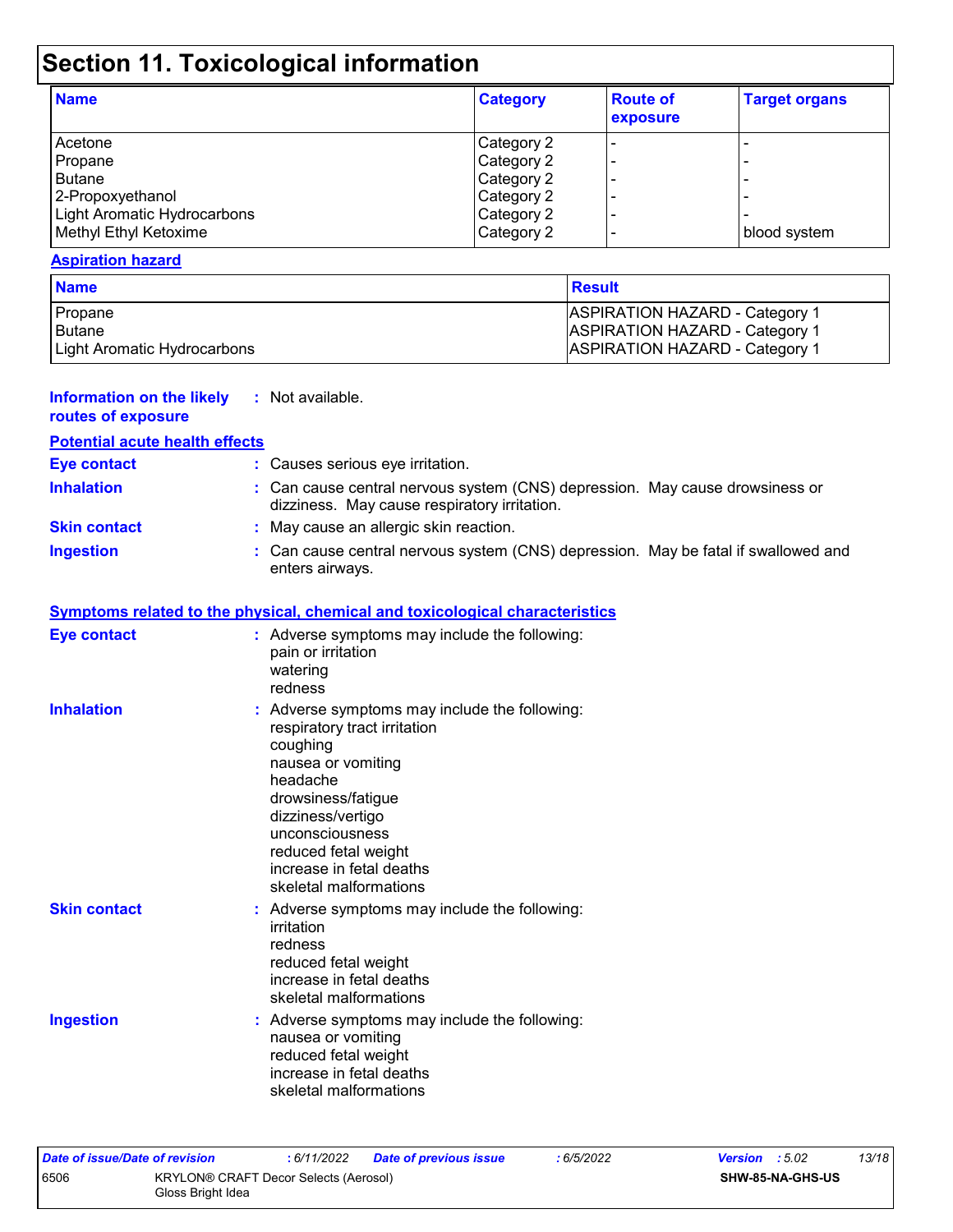# Section 11. Toxicological information

| Name | Category | Route of exposure | Target organs |
|---|---|---|---|
| Acetone | Category 2 | - | - |
| Propane | Category 2 | - | - |
| Butane | Category 2 | - | - |
| 2-Propoxyethanol | Category 2 | - | - |
| Light Aromatic Hydrocarbons | Category 2 | - | - |
| Methyl Ethyl Ketoxime | Category 2 | - | blood system |

**Aspiration hazard**

| Name | Result |
|---|---|
| Propane | ASPIRATION HAZARD - Category 1 |
| Butane | ASPIRATION HAZARD - Category 1 |
| Light Aromatic Hydrocarbons | ASPIRATION HAZARD - Category 1 |

**Information on the likely routes of exposure** : Not available.

**Potential acute health effects**

**Eye contact** : Causes serious eye irritation.

**Inhalation** : Can cause central nervous system (CNS) depression. May cause drowsiness or dizziness. May cause respiratory irritation.

**Skin contact** : May cause an allergic skin reaction.

**Ingestion** : Can cause central nervous system (CNS) depression. May be fatal if swallowed and enters airways.

**Symptoms related to the physical, chemical and toxicological characteristics**

**Eye contact** : Adverse symptoms may include the following:
pain or irritation
watering
redness

**Inhalation** : Adverse symptoms may include the following:
respiratory tract irritation
coughing
nausea or vomiting
headache
drowsiness/fatigue
dizziness/vertigo
unconsciousness
reduced fetal weight
increase in fetal deaths
skeletal malformations

**Skin contact** : Adverse symptoms may include the following:
irritation
redness
reduced fetal weight
increase in fetal deaths
skeletal malformations

**Ingestion** : Adverse symptoms may include the following:
nausea or vomiting
reduced fetal weight
increase in fetal deaths
skeletal malformations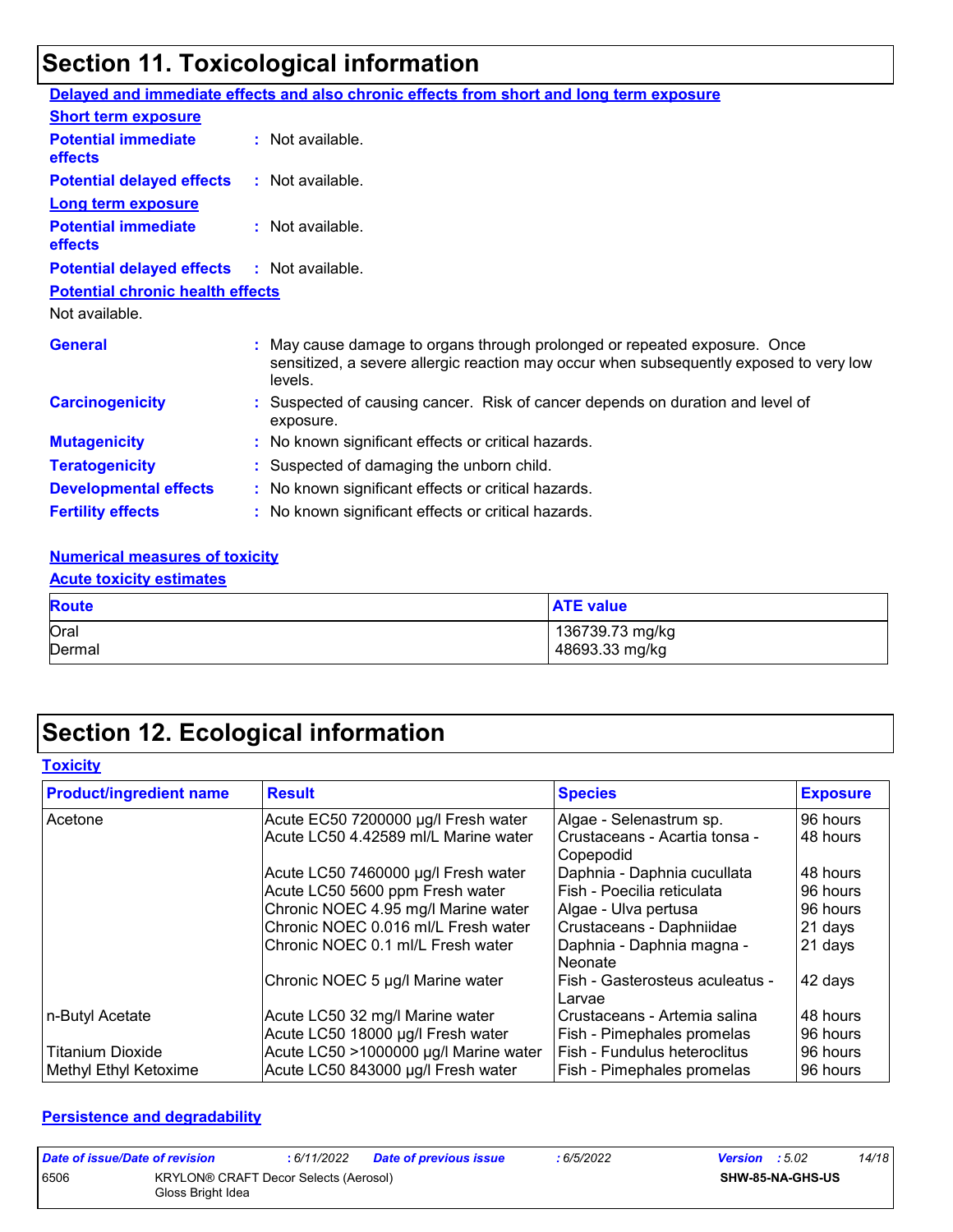# Section 11. Toxicological information

**Delayed and immediate effects and also chronic effects from short and long term exposure**

**Short term exposure**

**Potential immediate effects** : Not available.

**Potential delayed effects** : Not available.

**Long term exposure**

**Potential immediate effects** : Not available.

**Potential delayed effects** : Not available.

**Potential chronic health effects**

Not available.

**General** : May cause damage to organs through prolonged or repeated exposure. Once sensitized, a severe allergic reaction may occur when subsequently exposed to very low levels.

**Carcinogenicity** : Suspected of causing cancer. Risk of cancer depends on duration and level of exposure.

**Mutagenicity** : No known significant effects or critical hazards.

**Teratogenicity** : Suspected of damaging the unborn child.

**Developmental effects** : No known significant effects or critical hazards.

**Fertility effects** : No known significant effects or critical hazards.

**Numerical measures of toxicity**

**Acute toxicity estimates**

| Route | ATE value |
|---|---|
| Oral | 136739.73 mg/kg |
| Dermal | 48693.33 mg/kg |

# Section 12. Ecological information

**Toxicity**

| Product/ingredient name | Result | Species | Exposure |
|---|---|---|---|
| Acetone | Acute EC50 7200000 µg/l Fresh water | Algae - Selenastrum sp. | 96 hours |
| | Acute LC50 4.42589 ml/L Marine water | Crustaceans - Acartia tonsa - Copepodid | 48 hours |
| | Acute LC50 7460000 µg/l Fresh water | Daphnia - Daphnia cucullata | 48 hours |
| | Acute LC50 5600 ppm Fresh water | Fish - Poecilia reticulata | 96 hours |
| | Chronic NOEC 4.95 mg/l Marine water | Algae - Ulva pertusa | 96 hours |
| | Chronic NOEC 0.016 ml/L Fresh water | Crustaceans - Daphniidae | 21 days |
| | Chronic NOEC 0.1 ml/L Fresh water | Daphnia - Daphnia magna - Neonate | 21 days |
| | Chronic NOEC 5 µg/l Marine water | Fish - Gasterosteus aculeatus - Larvae | 42 days |
| n-Butyl Acetate | Acute LC50 32 mg/l Marine water | Crustaceans - Artemia salina | 48 hours |
| | Acute LC50 18000 µg/l Fresh water | Fish - Pimephales promelas | 96 hours |
| Titanium Dioxide | Acute LC50 >1000000 µg/l Marine water | Fish - Fundulus heteroclitus | 96 hours |
| Methyl Ethyl Ketoxime | Acute LC50 843000 µg/l Fresh water | Fish - Pimephales promelas | 96 hours |

**Persistence and degradability**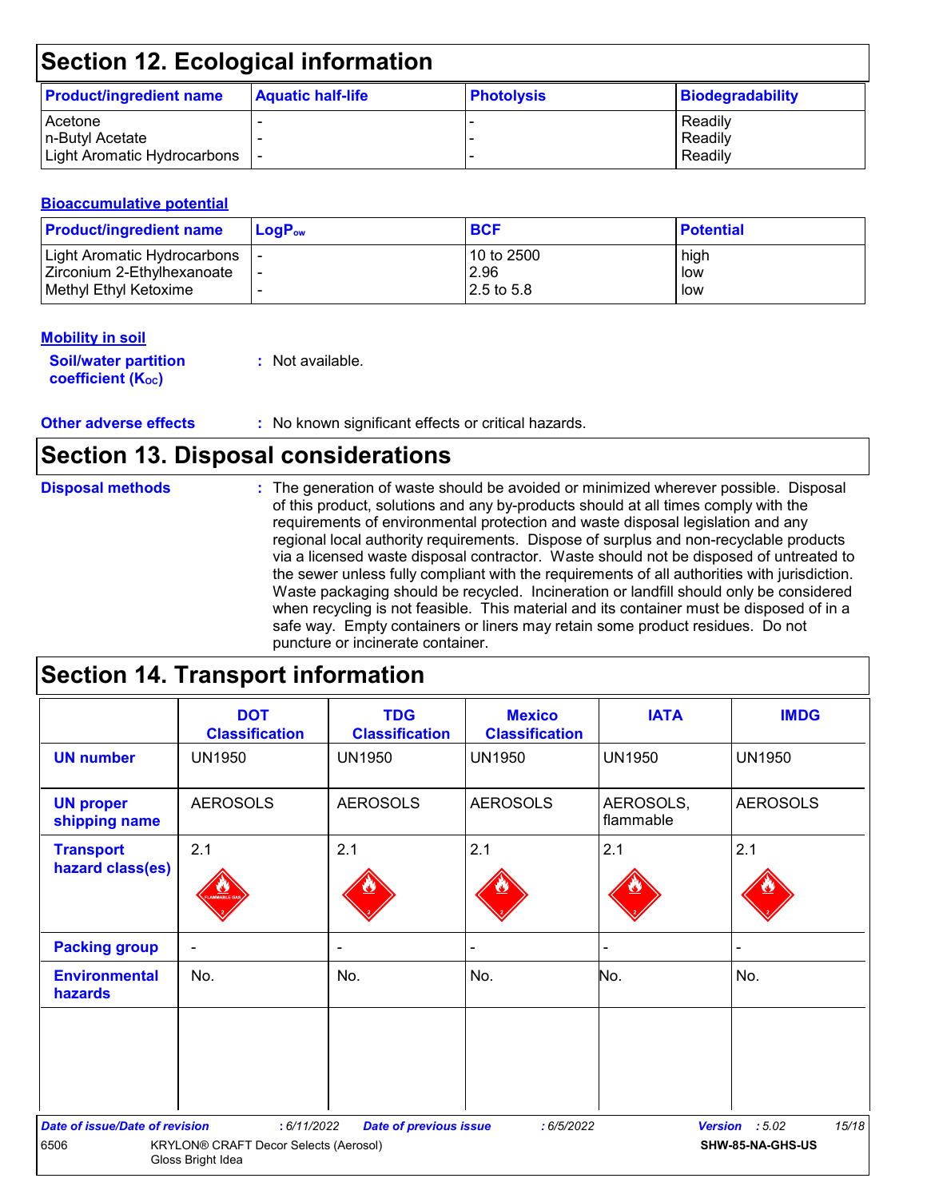## Section 12. Ecological information

| Product/ingredient name | Aquatic half-life | Photolysis | Biodegradability |
|---|---|---|---|
| Acetone | - | - | Readily |
| n-Butyl Acetate | - | - | Readily |
| Light Aromatic Hydrocarbons | - | - | Readily |

### Bioaccumulative potential

| Product/ingredient name | $LogP_{ow}$ | BCF | Potential |
|---|---|---|---|
| Light Aromatic Hydrocarbons | - | 10 to 2500 | high |
| Zirconium 2-Ethylhexanoate | - | 2.96 | low |
| Methyl Ethyl Ketoxime | - | 2.5 to 5.8 | low |

### Mobility in soil

**Soil/water partition coefficient ($K_{OC}$)** : Not available.

**Other adverse effects** : No known significant effects or critical hazards.

## Section 13. Disposal considerations

**Disposal methods** : The generation of waste should be avoided or minimized wherever possible. Disposal of this product, solutions and any by-products should at all times comply with the requirements of environmental protection and waste disposal legislation and any regional local authority requirements. Dispose of surplus and non-recyclable products via a licensed waste disposal contractor. Waste should not be disposed of untreated to the sewer unless fully compliant with the requirements of all authorities with jurisdiction. Waste packaging should be recycled. Incineration or landfill should only be considered when recycling is not feasible. This material and its container must be disposed of in a safe way. Empty containers or liners may retain some product residues. Do not puncture or incinerate container.

## Section 14. Transport information

| | DOT Classification | TDG Classification | Mexico Classification | IATA | IMDG |
|---|---|---|---|---|---|
| UN number | UN1950 | UN1950 | UN1950 | UN1950 | UN1950 |
| UN proper shipping name | AEROSOLS | AEROSOLS | AEROSOLS | AEROSOLS, flammable | AEROSOLS |
| Transport hazard class(es) | 2.1 | 2.1 | 2.1 | 2.1 | 2.1 |
| Packing group | - | - | - | - | - |
| Environmental hazards | No. | No. | No. | No. | No. |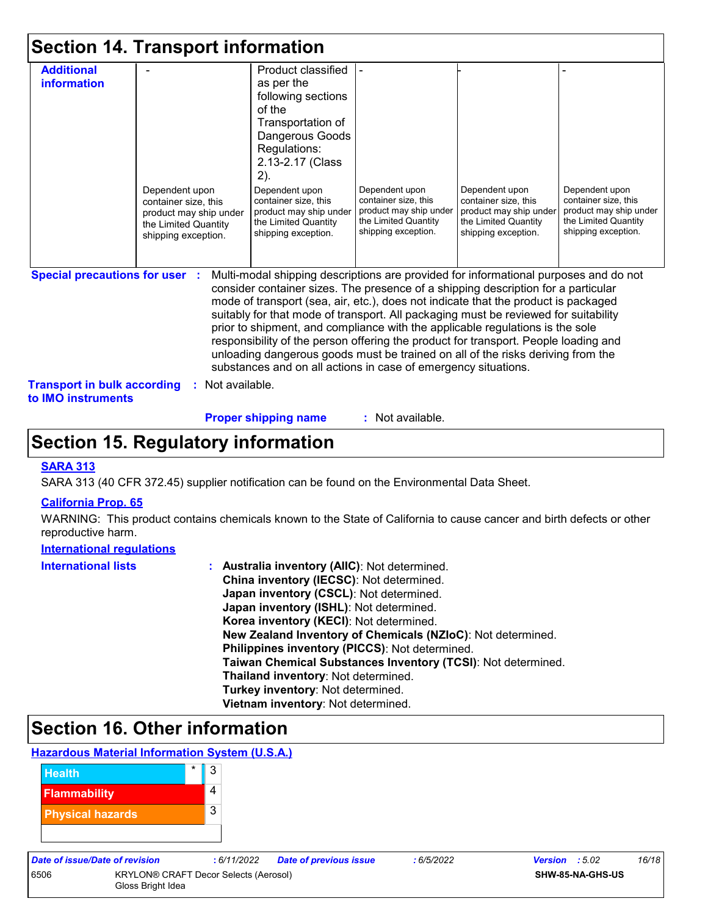## Section 14. Transport information

| Additional information | - | Product classified as per the following sections of the Transportation of Dangerous Goods Regulations: 2.13-2.17 (Class 2). | - | - | - |
|---|---|---|---|---|---|
| | Dependent upon container size, this product may ship under the Limited Quantity shipping exception. | Dependent upon container size, this product may ship under the Limited Quantity shipping exception. | Dependent upon container size, this product may ship under the Limited Quantity shipping exception. | Dependent upon container size, this product may ship under the Limited Quantity shipping exception. | Dependent upon container size, this product may ship under the Limited Quantity shipping exception. |

**Special precautions for user** : Multi-modal shipping descriptions are provided for informational purposes and do not consider container sizes. The presence of a shipping description for a particular mode of transport (sea, air, etc.), does not indicate that the product is packaged suitably for that mode of transport. All packaging must be reviewed for suitability prior to shipment, and compliance with the applicable regulations is the sole responsibility of the person offering the product for transport. People loading and unloading dangerous goods must be trained on all of the risks deriving from the substances and on all actions in case of emergency situations.

**Transport in bulk according to IMO instruments** : Not available.

**Proper shipping name** : Not available.

## Section 15. Regulatory information

**SARA 313**

SARA 313 (40 CFR 372.45) supplier notification can be found on the Environmental Data Sheet.

**California Prop. 65**

WARNING: This product contains chemicals known to the State of California to cause cancer and birth defects or other reproductive harm.

**International regulations**

**International lists** :
- **Australia inventory (AIIC)**: Not determined.
- **China inventory (IECSC)**: Not determined.
- **Japan inventory (CSCL)**: Not determined.
- **Japan inventory (ISHL)**: Not determined.
- **Korea inventory (KECI)**: Not determined.
- **New Zealand Inventory of Chemicals (NZIoC)**: Not determined.
- **Philippines inventory (PICCS)**: Not determined.
- **Taiwan Chemical Substances Inventory (TCSI)**: Not determined.
- **Thailand inventory**: Not determined.
- **Turkey inventory**: Not determined.
- **Vietnam inventory**: Not determined.

## Section 16. Other information

**Hazardous Material Information System (U.S.A.)**

| | | |
|---|---|---|
| Health | * | 3 |
| Flammability | | 4 |
| Physical hazards | | 3 |

| Date of issue/Date of revision | : 6/11/2022 | Date of previous issue | : 6/5/2022 | Version : 5.02 |
|---|---|---|---|---|
| 6506 | KRYLON® CRAFT Decor Selects (Aerosol) Gloss Bright Idea | | | SHW-85-NA-GHS-US |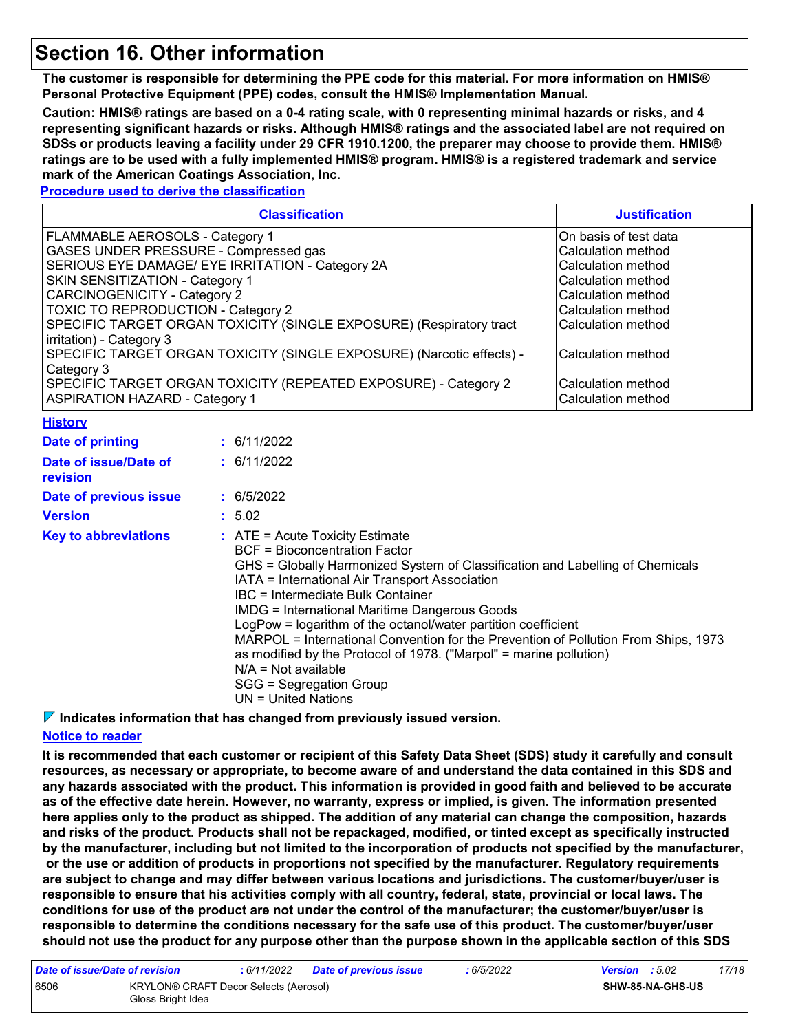# Section 16. Other information

**The customer is responsible for determining the PPE code for this material. For more information on HMIS® Personal Protective Equipment (PPE) codes, consult the HMIS® Implementation Manual.**

**Caution: HMIS® ratings are based on a 0-4 rating scale, with 0 representing minimal hazards or risks, and 4 representing significant hazards or risks. Although HMIS® ratings and the associated label are not required on SDSs or products leaving a facility under 29 CFR 1910.1200, the preparer may choose to provide them. HMIS® ratings are to be used with a fully implemented HMIS® program. HMIS® is a registered trademark and service mark of the American Coatings Association, Inc.**

**Procedure used to derive the classification**

| Classification | Justification |
| --- | --- |
| FLAMMABLE AEROSOLS - Category 1 | On basis of test data |
| GASES UNDER PRESSURE - Compressed gas | Calculation method |
| SERIOUS EYE DAMAGE/ EYE IRRITATION - Category 2A | Calculation method |
| SKIN SENSITIZATION - Category 1 | Calculation method |
| CARCINOGENICITY - Category 2 | Calculation method |
| TOXIC TO REPRODUCTION - Category 2 | Calculation method |
| SPECIFIC TARGET ORGAN TOXICITY (SINGLE EXPOSURE) (Respiratory tract irritation) - Category 3 | Calculation method |
| SPECIFIC TARGET ORGAN TOXICITY (SINGLE EXPOSURE) (Narcotic effects) - Category 3 | Calculation method |
| SPECIFIC TARGET ORGAN TOXICITY (REPEATED EXPOSURE) - Category 2 | Calculation method |
| ASPIRATION HAZARD - Category 1 | Calculation method |

**History**

**Date of printing** : 6/11/2022

**Date of issue/Date of revision** : 6/11/2022

**Date of previous issue** : 6/5/2022

**Version** : 5.02

**Key to abbreviations** :
ATE = Acute Toxicity Estimate
BCF = Bioconcentration Factor
GHS = Globally Harmonized System of Classification and Labelling of Chemicals
IATA = International Air Transport Association
IBC = Intermediate Bulk Container
IMDG = International Maritime Dangerous Goods
LogPow = logarithm of the octanol/water partition coefficient
MARPOL = International Convention for the Prevention of Pollution From Ships, 1973 as modified by the Protocol of 1978. ("Marpol" = marine pollution)
N/A = Not available
SGG = Segregation Group
UN = United Nations

**Indicates information that has changed from previously issued version.**

**Notice to reader**

**It is recommended that each customer or recipient of this Safety Data Sheet (SDS) study it carefully and consult resources, as necessary or appropriate, to become aware of and understand the data contained in this SDS and any hazards associated with the product. This information is provided in good faith and believed to be accurate as of the effective date herein. However, no warranty, express or implied, is given. The information presented here applies only to the product as shipped. The addition of any material can change the composition, hazards and risks of the product. Products shall not be repackaged, modified, or tinted except as specifically instructed by the manufacturer, including but not limited to the incorporation of products not specified by the manufacturer, or the use or addition of products in proportions not specified by the manufacturer. Regulatory requirements are subject to change and may differ between various locations and jurisdictions. The customer/buyer/user is responsible to ensure that his activities comply with all country, federal, state, provincial or local laws. The conditions for use of the product are not under the control of the manufacturer; the customer/buyer/user is responsible to determine the conditions necessary for the safe use of this product. The customer/buyer/user should not use the product for any purpose other than the purpose shown in the applicable section of this SDS**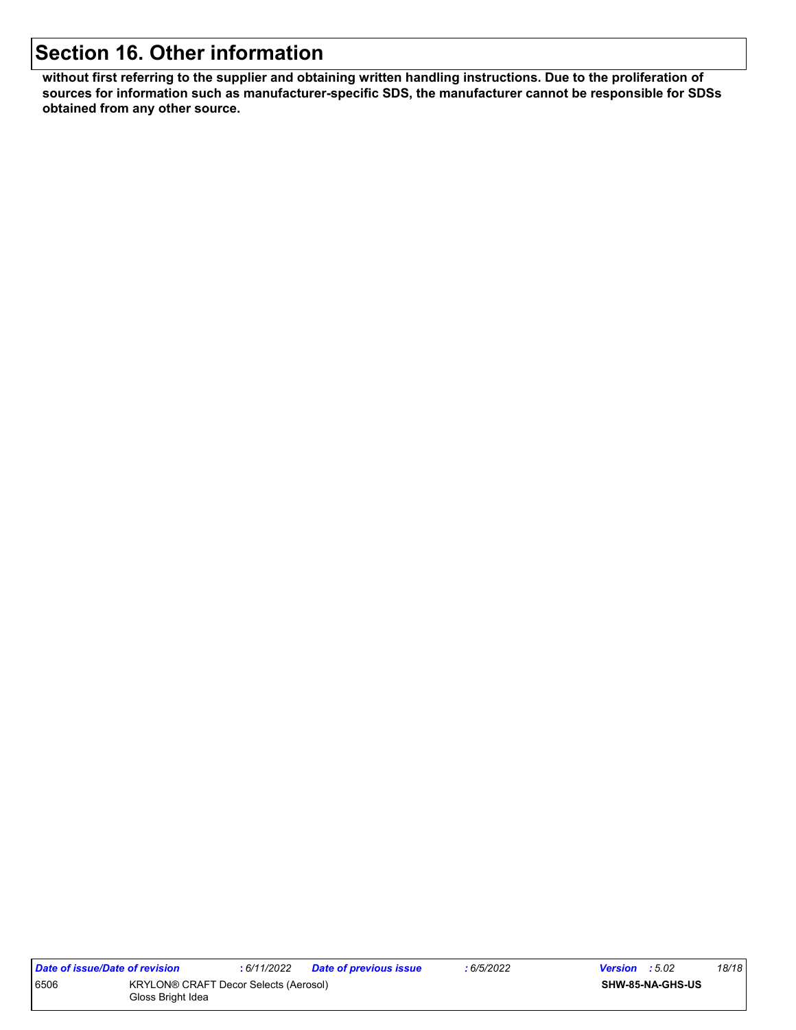# Section 16. Other information

**without first referring to the supplier and obtaining written handling instructions. Due to the proliferation of sources for information such as manufacturer-specific SDS, the manufacturer cannot be responsible for SDSs obtained from any other source.**